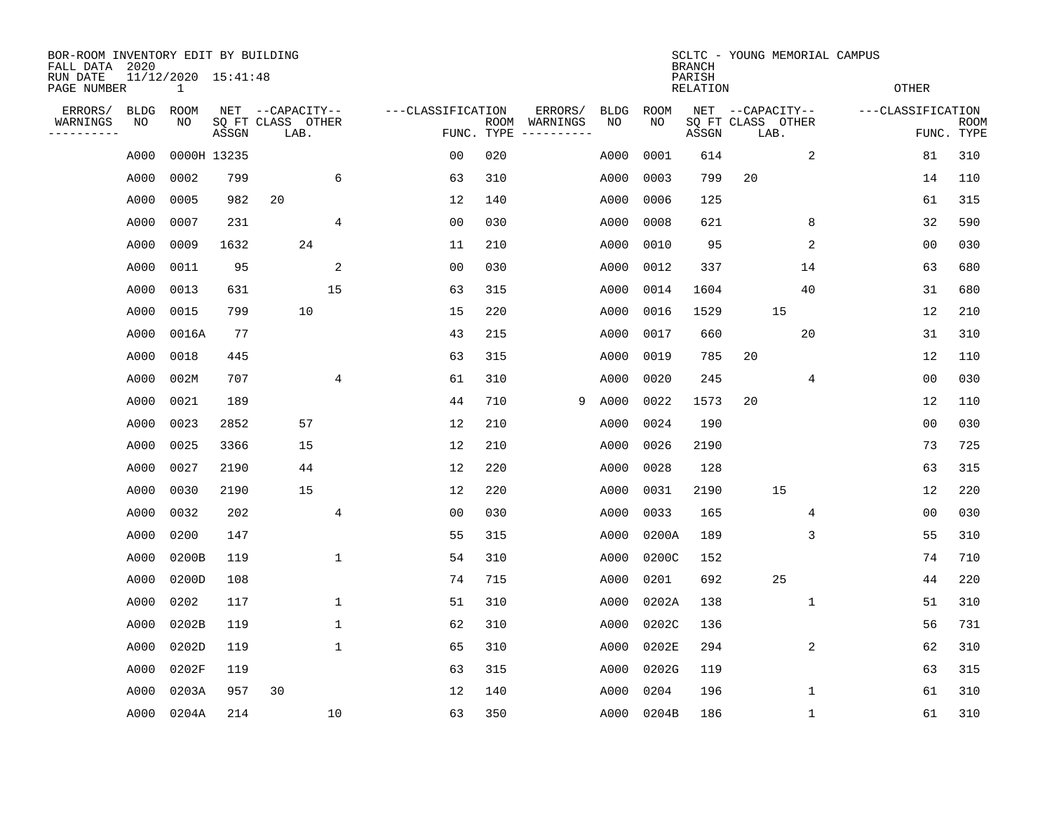BOR-ROOM INVENTORY EDIT BY BUILDING
FALL DATA 2020
RUN DATE 11/12/2020 15:41:48
PAGE NUMBER 1

SCLTC - YOUNG MEMORIAL CAMPUS
BRANCH
PARISH
RELATION
OTHER

| ERRORS/ WARNINGS | BLDG NO | ROOM NO | NET SQ FT ASSGN | CAPACITY CLASS | CAPACITY LAB. | CAPACITY OTHER | CLASSIFICATION FUNC. | ROOM TYPE | ERRORS/ WARNINGS | BLDG NO | ROOM NO | NET SQ FT ASSGN | CAPACITY CLASS | CAPACITY LAB. | CAPACITY OTHER | CLASSIFICATION FUNC. | ROOM TYPE |
|---|---|---|---|---|---|---|---|---|---|---|---|---|---|---|---|---|---|
| | A000 | 0000H | 13235 | | | | 00 | 020 | | A000 | 0001 | 614 | | | 2 | 81 | 310 |
| | A000 | 0002 | 799 | | | 6 | 63 | 310 | | A000 | 0003 | 799 | 20 | | | 14 | 110 |
| | A000 | 0005 | 982 | 20 | | | 12 | 140 | | A000 | 0006 | 125 | | | | 61 | 315 |
| | A000 | 0007 | 231 | | | 4 | 00 | 030 | | A000 | 0008 | 621 | | | 8 | 32 | 590 |
| | A000 | 0009 | 1632 | | 24 | | 11 | 210 | | A000 | 0010 | 95 | | | 2 | 00 | 030 |
| | A000 | 0011 | 95 | | | 2 | 00 | 030 | | A000 | 0012 | 337 | | | 14 | 63 | 680 |
| | A000 | 0013 | 631 | | | 15 | 63 | 315 | | A000 | 0014 | 1604 | | | 40 | 31 | 680 |
| | A000 | 0015 | 799 | | 10 | | 15 | 220 | | A000 | 0016 | 1529 | | 15 | | 12 | 210 |
| | A000 | 0016A | 77 | | | | 43 | 215 | | A000 | 0017 | 660 | | | 20 | 31 | 310 |
| | A000 | 0018 | 445 | | | | 63 | 315 | | A000 | 0019 | 785 | 20 | | | 12 | 110 |
| | A000 | 002M | 707 | | | 4 | 61 | 310 | | A000 | 0020 | 245 | | | 4 | 00 | 030 |
| | A000 | 0021 | 189 | | | | 44 | 710 | 9 | A000 | 0022 | 1573 | 20 | | | 12 | 110 |
| | A000 | 0023 | 2852 | | 57 | | 12 | 210 | | A000 | 0024 | 190 | | | | 00 | 030 |
| | A000 | 0025 | 3366 | | 15 | | 12 | 210 | | A000 | 0026 | 2190 | | | | 73 | 725 |
| | A000 | 0027 | 2190 | | 44 | | 12 | 220 | | A000 | 0028 | 128 | | | | 63 | 315 |
| | A000 | 0030 | 2190 | | 15 | | 12 | 220 | | A000 | 0031 | 2190 | | 15 | | 12 | 220 |
| | A000 | 0032 | 202 | | | 4 | 00 | 030 | | A000 | 0033 | 165 | | | 4 | 00 | 030 |
| | A000 | 0200 | 147 | | | | 55 | 315 | | A000 | 0200A | 189 | | | 3 | 55 | 310 |
| | A000 | 0200B | 119 | | | 1 | 54 | 310 | | A000 | 0200C | 152 | | | | 74 | 710 |
| | A000 | 0200D | 108 | | | | 74 | 715 | | A000 | 0201 | 692 | | 25 | | 44 | 220 |
| | A000 | 0202 | 117 | | | 1 | 51 | 310 | | A000 | 0202A | 138 | | | 1 | 51 | 310 |
| | A000 | 0202B | 119 | | | 1 | 62 | 310 | | A000 | 0202C | 136 | | | | 56 | 731 |
| | A000 | 0202D | 119 | | | 1 | 65 | 310 | | A000 | 0202E | 294 | | | 2 | 62 | 310 |
| | A000 | 0202F | 119 | | | | 63 | 315 | | A000 | 0202G | 119 | | | | 63 | 315 |
| | A000 | 0203A | 957 | 30 | | | 12 | 140 | | A000 | 0204 | 196 | | | 1 | 61 | 310 |
| | A000 | 0204A | 214 | | | 10 | 63 | 350 | | A000 | 0204B | 186 | | | 1 | 61 | 310 |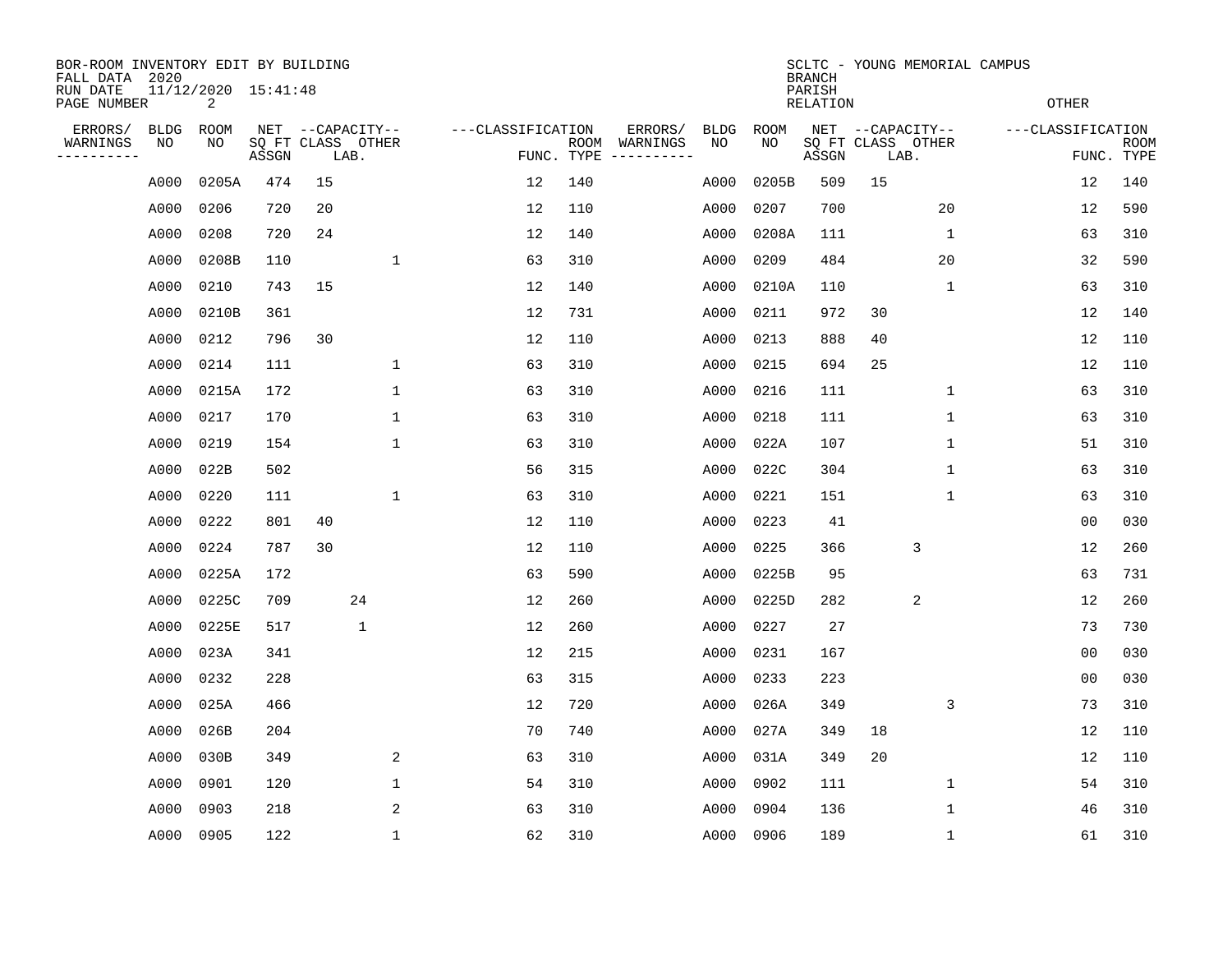BOR-ROOM INVENTORY EDIT BY BUILDING
FALL DATA 2020
RUN DATE 11/12/2020 15:41:48
PAGE NUMBER 2

SCLTC - YOUNG MEMORIAL CAMPUS
BRANCH
PARISH
RELATION
OTHER

| ERRORS/ WARNINGS | BLDG NO | ROOM NO | NET SQ FT ASSGN | CAPACITY CLASS | CAPACITY LAB. | CAPACITY OTHER | CLASSIFICATION FUNC. | ROOM TYPE | ERRORS/ WARNINGS | BLDG NO | ROOM NO | NET SQ FT ASSGN | CAPACITY CLASS | CAPACITY LAB. | CAPACITY OTHER | CLASSIFICATION FUNC. | ROOM TYPE |
|---|---|---|---|---|---|---|---|---|---|---|---|---|---|---|---|---|---|
| | A000 | 0205A | 474 | 15 | | | 12 | 140 | | A000 | 0205B | 509 | 15 | | | 12 | 140 |
| | A000 | 0206 | 720 | 20 | | | 12 | 110 | | A000 | 0207 | 700 | | | 20 | 12 | 590 |
| | A000 | 0208 | 720 | 24 | | | 12 | 140 | | A000 | 0208A | 111 | | | 1 | 63 | 310 |
| | A000 | 0208B | 110 | | | 1 | 63 | 310 | | A000 | 0209 | 484 | | | 20 | 32 | 590 |
| | A000 | 0210 | 743 | 15 | | | 12 | 140 | | A000 | 0210A | 110 | | | 1 | 63 | 310 |
| | A000 | 0210B | 361 | | | | 12 | 731 | | A000 | 0211 | 972 | 30 | | | 12 | 140 |
| | A000 | 0212 | 796 | 30 | | | 12 | 110 | | A000 | 0213 | 888 | 40 | | | 12 | 110 |
| | A000 | 0214 | 111 | | | 1 | 63 | 310 | | A000 | 0215 | 694 | 25 | | | 12 | 110 |
| | A000 | 0215A | 172 | | | 1 | 63 | 310 | | A000 | 0216 | 111 | | | 1 | 63 | 310 |
| | A000 | 0217 | 170 | | | 1 | 63 | 310 | | A000 | 0218 | 111 | | | 1 | 63 | 310 |
| | A000 | 0219 | 154 | | | 1 | 63 | 310 | | A000 | 022A | 107 | | | 1 | 51 | 310 |
| | A000 | 022B | 502 | | | | 56 | 315 | | A000 | 022C | 304 | | | 1 | 63 | 310 |
| | A000 | 0220 | 111 | | | 1 | 63 | 310 | | A000 | 0221 | 151 | | | 1 | 63 | 310 |
| | A000 | 0222 | 801 | 40 | | | 12 | 110 | | A000 | 0223 | 41 | | | | 00 | 030 |
| | A000 | 0224 | 787 | 30 | | | 12 | 110 | | A000 | 0225 | 366 | | 3 | | 12 | 260 |
| | A000 | 0225A | 172 | | | | 63 | 590 | | A000 | 0225B | 95 | | | | 63 | 731 |
| | A000 | 0225C | 709 | | 24 | | 12 | 260 | | A000 | 0225D | 282 | | 2 | | 12 | 260 |
| | A000 | 0225E | 517 | | 1 | | 12 | 260 | | A000 | 0227 | 27 | | | | 73 | 730 |
| | A000 | 023A | 341 | | | | 12 | 215 | | A000 | 0231 | 167 | | | | 00 | 030 |
| | A000 | 0232 | 228 | | | | 63 | 315 | | A000 | 0233 | 223 | | | | 00 | 030 |
| | A000 | 025A | 466 | | | | 12 | 720 | | A000 | 026A | 349 | | | 3 | 73 | 310 |
| | A000 | 026B | 204 | | | | 70 | 740 | | A000 | 027A | 349 | 18 | | | 12 | 110 |
| | A000 | 030B | 349 | | | 2 | 63 | 310 | | A000 | 031A | 349 | 20 | | | 12 | 110 |
| | A000 | 0901 | 120 | | | 1 | 54 | 310 | | A000 | 0902 | 111 | | | 1 | 54 | 310 |
| | A000 | 0903 | 218 | | | 2 | 63 | 310 | | A000 | 0904 | 136 | | | 1 | 46 | 310 |
| | A000 | 0905 | 122 | | | 1 | 62 | 310 | | A000 | 0906 | 189 | | | 1 | 61 | 310 |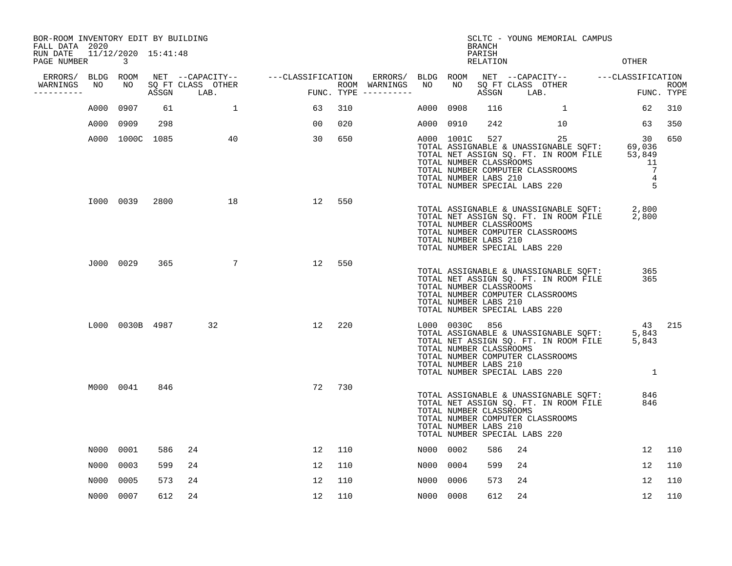BOR-ROOM INVENTORY EDIT BY BUILDING
FALL DATA 2020
RUN DATE 11/12/2020 15:41:48
PAGE NUMBER 3

SCLTC - YOUNG MEMORIAL CAMPUS
BRANCH
PARISH
RELATION
OTHER

| ERRORS/ WARNINGS | BLDG NO | ROOM NO | NET ASSGN SQ FT | CAPACITY CLASS | CAPACITY LAB. | CAPACITY OTHER | CLASSIFICATION FUNC. | ROOM TYPE | ERRORS/ WARNINGS | BLDG NO | ROOM NO | NET ASSGN SQ FT | CAPACITY CLASS | CAPACITY LAB. | CAPACITY OTHER | CLASSIFICATION FUNC. | ROOM TYPE |
|---|---|---|---|---|---|---|---|---|---|---|---|---|---|---|---|---|---|
| | A000 | 0907 | 61 | | | 1 | 63 | 310 | | A000 | 0908 | 116 | | | 1 | 62 | 310 |
| | A000 | 0909 | 298 | | | | 00 | 020 | | A000 | 0910 | 242 | | | 10 | 63 | 350 |
| | A000 | 1000C | 1085 | | | 40 | 30 | 650 | | A000 | 1001C | 527 | | | 25 | 30 | 650 |

TOTAL ASSIGNABLE & UNASSIGNABLE SQFT: 69,036
TOTAL NET ASSIGN SQ. FT. IN ROOM FILE 53,849
TOTAL NUMBER CLASSROOMS 11
TOTAL NUMBER COMPUTER CLASSROOMS 7
TOTAL NUMBER LABS 210 4
TOTAL NUMBER SPECIAL LABS 220 5

| ERRORS/ WARNINGS | BLDG NO | ROOM NO | NET ASSGN SQ FT | CAPACITY CLASS | CAPACITY LAB. | CAPACITY OTHER | CLASSIFICATION FUNC. | ROOM TYPE |
|---|---|---|---|---|---|---|---|---|
| | I000 | 0039 | 2800 | | | 18 | 12 | 550 |

TOTAL ASSIGNABLE & UNASSIGNABLE SQFT: 2,800
TOTAL NET ASSIGN SQ. FT. IN ROOM FILE 2,800
TOTAL NUMBER CLASSROOMS
TOTAL NUMBER COMPUTER CLASSROOMS
TOTAL NUMBER LABS 210
TOTAL NUMBER SPECIAL LABS 220

| ERRORS/ WARNINGS | BLDG NO | ROOM NO | NET ASSGN SQ FT | CAPACITY CLASS | CAPACITY LAB. | CAPACITY OTHER | CLASSIFICATION FUNC. | ROOM TYPE |
|---|---|---|---|---|---|---|---|---|
| | J000 | 0029 | 365 | | | 7 | 12 | 550 |

TOTAL ASSIGNABLE & UNASSIGNABLE SQFT: 365
TOTAL NET ASSIGN SQ. FT. IN ROOM FILE 365
TOTAL NUMBER CLASSROOMS
TOTAL NUMBER COMPUTER CLASSROOMS
TOTAL NUMBER LABS 210
TOTAL NUMBER SPECIAL LABS 220

| ERRORS/ WARNINGS | BLDG NO | ROOM NO | NET ASSGN SQ FT | CAPACITY CLASS | CAPACITY LAB. | CAPACITY OTHER | CLASSIFICATION FUNC. | ROOM TYPE | ERRORS/ WARNINGS | BLDG NO | ROOM NO | NET ASSGN SQ FT | CAPACITY CLASS | CAPACITY LAB. | CAPACITY OTHER | CLASSIFICATION FUNC. | ROOM TYPE |
|---|---|---|---|---|---|---|---|---|---|---|---|---|---|---|---|---|---|
| | L000 | 0030B | 4987 | | 32 | | 12 | 220 | | L000 | 0030C | 856 | | | | 43 | 215 |

TOTAL ASSIGNABLE & UNASSIGNABLE SQFT: 5,843
TOTAL NET ASSIGN SQ. FT. IN ROOM FILE 5,843
TOTAL NUMBER CLASSROOMS
TOTAL NUMBER COMPUTER CLASSROOMS
TOTAL NUMBER LABS 210
TOTAL NUMBER SPECIAL LABS 220 1

| ERRORS/ WARNINGS | BLDG NO | ROOM NO | NET ASSGN SQ FT | CAPACITY CLASS | CAPACITY LAB. | CAPACITY OTHER | CLASSIFICATION FUNC. | ROOM TYPE |
|---|---|---|---|---|---|---|---|---|
| | M000 | 0041 | 846 | | | | 72 | 730 |

TOTAL ASSIGNABLE & UNASSIGNABLE SQFT: 846
TOTAL NET ASSIGN SQ. FT. IN ROOM FILE 846
TOTAL NUMBER CLASSROOMS
TOTAL NUMBER COMPUTER CLASSROOMS
TOTAL NUMBER LABS 210
TOTAL NUMBER SPECIAL LABS 220

| ERRORS/ WARNINGS | BLDG NO | ROOM NO | NET ASSGN SQ FT | CAPACITY CLASS | CAPACITY LAB. | CAPACITY OTHER | CLASSIFICATION FUNC. | ROOM TYPE | ERRORS/ WARNINGS | BLDG NO | ROOM NO | NET ASSGN SQ FT | CAPACITY CLASS | CAPACITY LAB. | CAPACITY OTHER | CLASSIFICATION FUNC. | ROOM TYPE |
|---|---|---|---|---|---|---|---|---|---|---|---|---|---|---|---|---|---|
| | N000 | 0001 | 586 | 24 | | | 12 | 110 | | N000 | 0002 | 586 | 24 | | | 12 | 110 |
| | N000 | 0003 | 599 | 24 | | | 12 | 110 | | N000 | 0004 | 599 | 24 | | | 12 | 110 |
| | N000 | 0005 | 573 | 24 | | | 12 | 110 | | N000 | 0006 | 573 | 24 | | | 12 | 110 |
| | N000 | 0007 | 612 | 24 | | | 12 | 110 | | N000 | 0008 | 612 | 24 | | | 12 | 110 |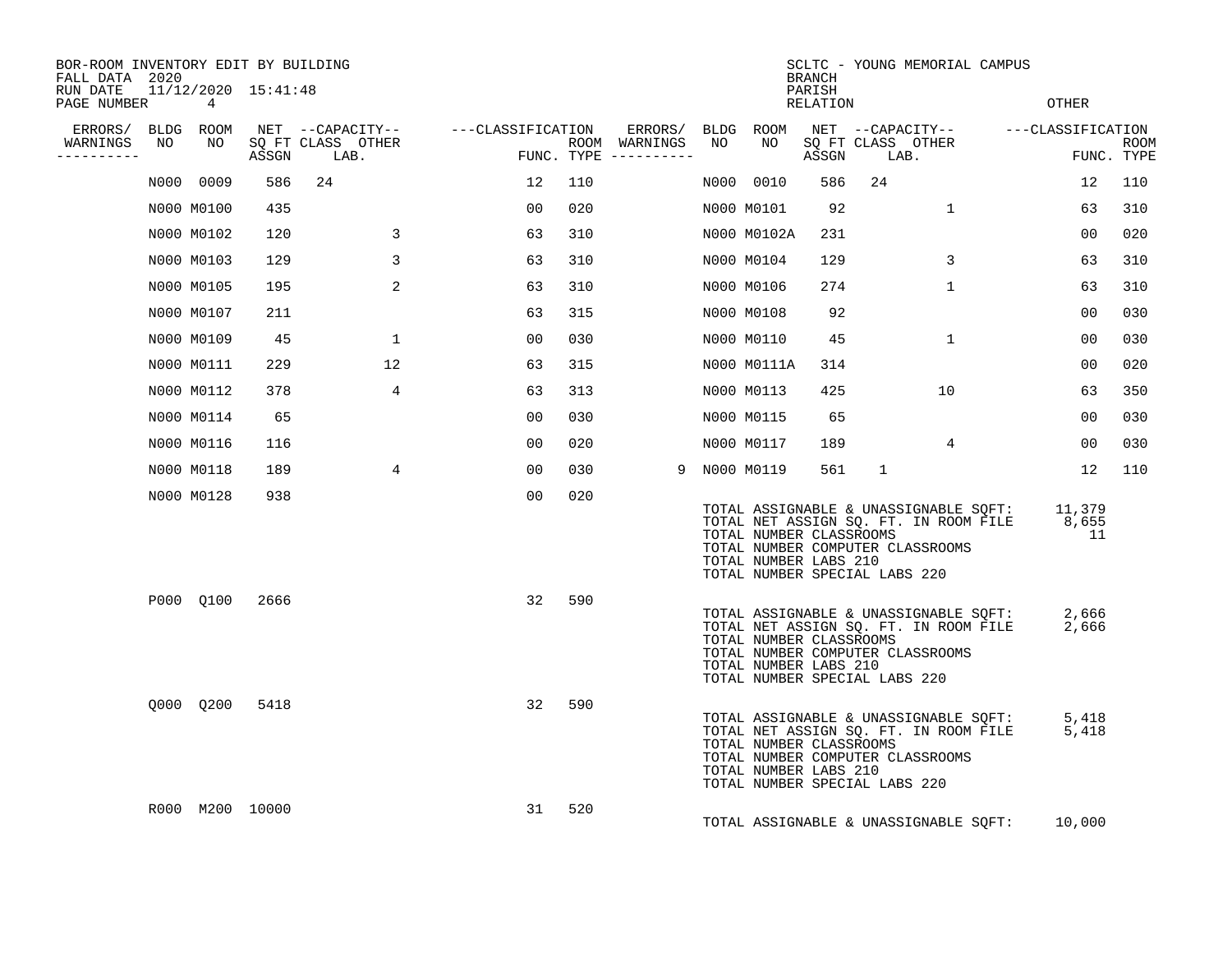BOR-ROOM INVENTORY EDIT BY BUILDING
FALL DATA 2020
RUN DATE 11/12/2020 15:41:48
PAGE NUMBER 4

SCLTC - YOUNG MEMORIAL CAMPUS
BRANCH
PARISH
RELATION
OTHER

| ERRORS/ WARNINGS | BLDG NO | ROOM NO | NET SQ FT ASSGN | CAPACITY CLASS | CAPACITY LAB. | CAPACITY OTHER | CLASSIFICATION FUNC. | ROOM TYPE | ERRORS/ WARNINGS | BLDG NO | ROOM NO | NET SQ FT ASSGN | CAPACITY CLASS | CAPACITY LAB. | CAPACITY OTHER | CLASSIFICATION FUNC. | ROOM TYPE |
|---|---|---|---|---|---|---|---|---|---|---|---|---|---|---|---|---|---|
| | N000 | 0009 | 586 | 24 | | | 12 | 110 | | N000 | 0010 | 586 | 24 | | | 12 | 110 |
| | N000 | M0100 | 435 | | | | 00 | 020 | | N000 | M0101 | 92 | | | 1 | 63 | 310 |
| | N000 | M0102 | 120 | | | 3 | 63 | 310 | | N000 | M0102A | 231 | | | | 00 | 020 |
| | N000 | M0103 | 129 | | | 3 | 63 | 310 | | N000 | M0104 | 129 | | | 3 | 63 | 310 |
| | N000 | M0105 | 195 | | | 2 | 63 | 310 | | N000 | M0106 | 274 | | | 1 | 63 | 310 |
| | N000 | M0107 | 211 | | | | 63 | 315 | | N000 | M0108 | 92 | | | | 00 | 030 |
| | N000 | M0109 | 45 | | | 1 | 00 | 030 | | N000 | M0110 | 45 | | | 1 | 00 | 030 |
| | N000 | M0111 | 229 | | | 12 | 63 | 315 | | N000 | M0111A | 314 | | | | 00 | 020 |
| | N000 | M0112 | 378 | | | 4 | 63 | 313 | | N000 | M0113 | 425 | | | 10 | 63 | 350 |
| | N000 | M0114 | 65 | | | | 00 | 030 | | N000 | M0115 | 65 | | | | 00 | 030 |
| | N000 | M0116 | 116 | | | | 00 | 020 | | N000 | M0117 | 189 | | | 4 | 00 | 030 |
| | N000 | M0118 | 189 | | | 4 | 00 | 030 | 9 | N000 | M0119 | 561 | 1 | | | 12 | 110 |
| | N000 | M0128 | 938 | | | | 00 | 020 | | | | | | | | | |

TOTAL ASSIGNABLE & UNASSIGNABLE SQFT: 11,379
TOTAL NET ASSIGN SQ. FT. IN ROOM FILE 8,655
TOTAL NUMBER CLASSROOMS 11
TOTAL NUMBER COMPUTER CLASSROOMS
TOTAL NUMBER LABS 210
TOTAL NUMBER SPECIAL LABS 220

| BLDG NO | ROOM NO | NET SQ FT ASSGN | CLASSIFICATION FUNC. | ROOM TYPE |
|---|---|---|---|---|
| P000 | Q100 | 2666 | 32 | 590 |

TOTAL ASSIGNABLE & UNASSIGNABLE SQFT: 2,666
TOTAL NET ASSIGN SQ. FT. IN ROOM FILE 2,666
TOTAL NUMBER CLASSROOMS
TOTAL NUMBER COMPUTER CLASSROOMS
TOTAL NUMBER LABS 210
TOTAL NUMBER SPECIAL LABS 220

| BLDG NO | ROOM NO | NET SQ FT ASSGN | CLASSIFICATION FUNC. | ROOM TYPE |
|---|---|---|---|---|
| Q000 | Q200 | 5418 | 32 | 590 |

TOTAL ASSIGNABLE & UNASSIGNABLE SQFT: 5,418
TOTAL NET ASSIGN SQ. FT. IN ROOM FILE 5,418
TOTAL NUMBER CLASSROOMS
TOTAL NUMBER COMPUTER CLASSROOMS
TOTAL NUMBER LABS 210
TOTAL NUMBER SPECIAL LABS 220

| BLDG NO | ROOM NO | NET SQ FT ASSGN | CLASSIFICATION FUNC. | ROOM TYPE |
|---|---|---|---|---|
| R000 | M200 | 10000 | 31 | 520 |

TOTAL ASSIGNABLE & UNASSIGNABLE SQFT: 10,000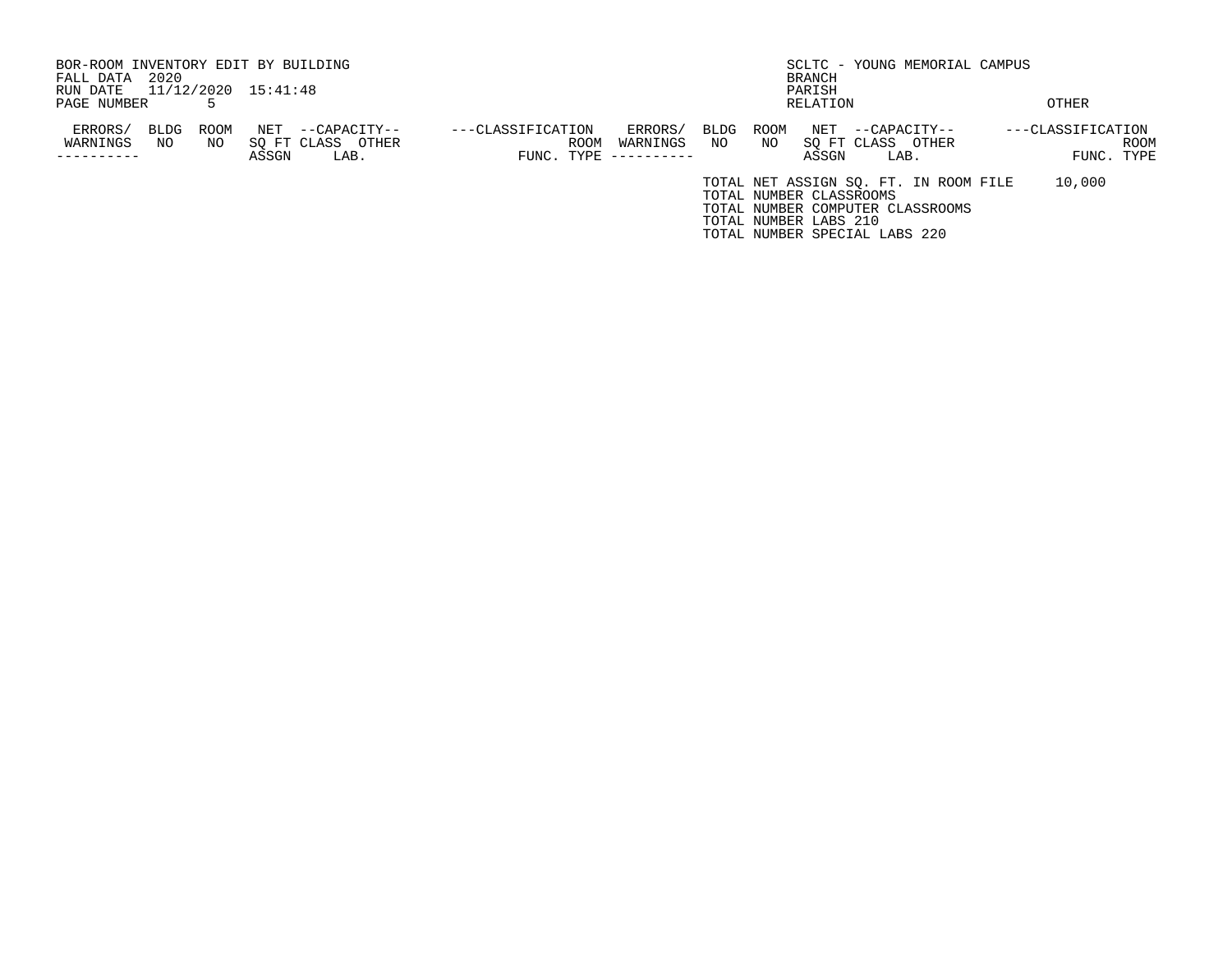BOR-ROOM INVENTORY EDIT BY BUILDING
FALL DATA 2020
RUN DATE 11/12/2020 15:41:48
PAGE NUMBER 5

SCLTC - YOUNG MEMORIAL CAMPUS
BRANCH
PARISH
RELATION OTHER

| ERRORS/ WARNINGS | BLDG NO | ROOM NO | NET SQ FT ASSGN | --CAPACITY-- CLASS | OTHER LAB. | ---CLASSIFICATION FUNC. | ROOM TYPE | ERRORS/ WARNINGS | BLDG NO | ROOM NO | NET SQ FT ASSGN | --CAPACITY-- CLASS | OTHER LAB. | ---CLASSIFICATION FUNC. | ROOM TYPE |
|---|---|---|---|---|---|---|---|---|---|---|---|---|---|---|---|

TOTAL NET ASSIGN SQ. FT. IN ROOM FILE 10,000
TOTAL NUMBER CLASSROOMS
TOTAL NUMBER COMPUTER CLASSROOMS
TOTAL NUMBER LABS 210
TOTAL NUMBER SPECIAL LABS 220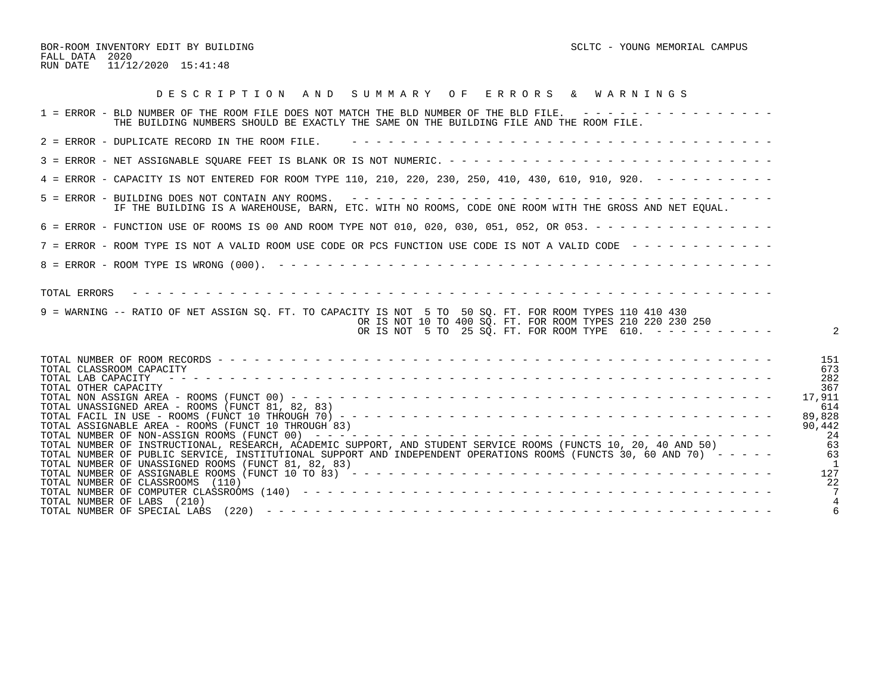BOR-ROOM INVENTORY EDIT BY BUILDING
FALL DATA 2020
RUN DATE 11/12/2020 15:41:48

SCLTC - YOUNG MEMORIAL CAMPUS

## D E S C R I P T I O N   A N D   S U M M A R Y   O F   E R R O R S   &   W A R N I N G S

1 = ERROR - BLD NUMBER OF THE ROOM FILE DOES NOT MATCH THE BLD NUMBER OF THE BLD FILE.
THE BUILDING NUMBERS SHOULD BE EXACTLY THE SAME ON THE BUILDING FILE AND THE ROOM FILE.

2 = ERROR - DUPLICATE RECORD IN THE ROOM FILE.

3 = ERROR - NET ASSIGNABLE SQUARE FEET IS BLANK OR IS NOT NUMERIC.

4 = ERROR - CAPACITY IS NOT ENTERED FOR ROOM TYPE 110, 210, 220, 230, 250, 410, 430, 610, 910, 920.

5 = ERROR - BUILDING DOES NOT CONTAIN ANY ROOMS.
IF THE BUILDING IS A WAREHOUSE, BARN, ETC. WITH NO ROOMS, CODE ONE ROOM WITH THE GROSS AND NET EQUAL.

6 = ERROR - FUNCTION USE OF ROOMS IS 00 AND ROOM TYPE NOT 010, 020, 030, 051, 052, OR 053.

7 = ERROR - ROOM TYPE IS NOT A VALID ROOM USE CODE OR PCS FUNCTION USE CODE IS NOT A VALID CODE

8 = ERROR - ROOM TYPE IS WRONG (000).

TOTAL ERRORS

9 = WARNING -- RATIO OF NET ASSIGN SQ. FT. TO CAPACITY IS NOT 5 TO 50 SQ. FT. FOR ROOM TYPES 110 410 430
OR IS NOT 10 TO 400 SQ. FT. FOR ROOM TYPES 210 220 230 250
OR IS NOT 5 TO 25 SQ. FT. FOR ROOM TYPE 610. — 2

| | |
|---|---|
| TOTAL NUMBER OF ROOM RECORDS | 151 |
| TOTAL CLASSROOM CAPACITY | 673 |
| TOTAL LAB CAPACITY | 282 |
| TOTAL OTHER CAPACITY | 367 |
| TOTAL NON ASSIGN AREA - ROOMS (FUNCT 00) | 17,911 |
| TOTAL UNASSIGNED AREA - ROOMS (FUNCT 81, 82, 83) | 614 |
| TOTAL FACIL IN USE - ROOMS (FUNCT 10 THROUGH 70) | 89,828 |
| TOTAL ASSIGNABLE AREA - ROOMS (FUNCT 10 THROUGH 83) | 90,442 |
| TOTAL NUMBER OF NON-ASSIGN ROOMS (FUNCT 00) | 24 |
| TOTAL NUMBER OF INSTRUCTIONAL, RESEARCH, ACADEMIC SUPPORT, AND STUDENT SERVICE ROOMS (FUNCTS 10, 20, 40 AND 50) | 63 |
| TOTAL NUMBER OF PUBLIC SERVICE, INSTITUTIONAL SUPPORT AND INDEPENDENT OPERATIONS ROOMS (FUNCTS 30, 60 AND 70) | 63 |
| TOTAL NUMBER OF UNASSIGNED ROOMS (FUNCT 81, 82, 83) | 1 |
| TOTAL NUMBER OF ASSIGNABLE ROOMS (FUNCT 10 TO 83) | 127 |
| TOTAL NUMBER OF CLASSROOMS (110) | 22 |
| TOTAL NUMBER OF COMPUTER CLASSROOMS (140) | 7 |
| TOTAL NUMBER OF LABS (210) | 4 |
| TOTAL NUMBER OF SPECIAL LABS (220) | 6 |